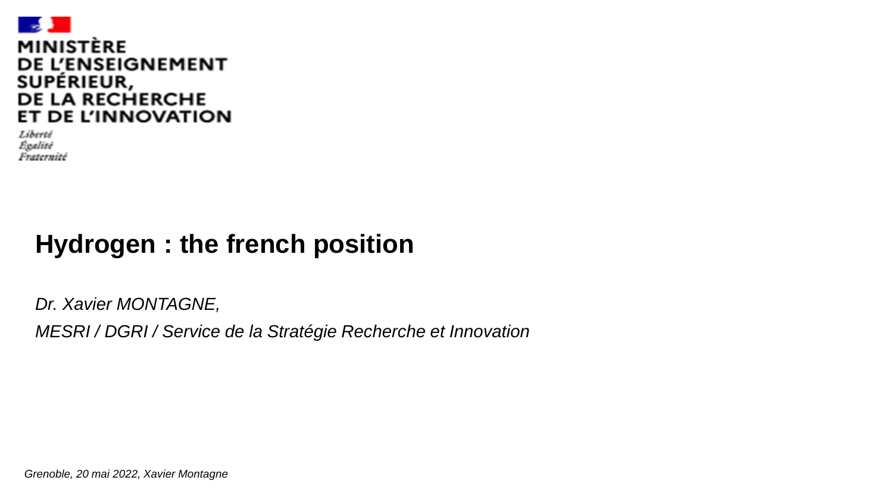MINISTÈRE
DE L'ENSEIGNEMENT
SUPÉRIEUR,
DE LA RECHERCHE
ET DE L'INNOVATION

*Liberté*
*Égalité*
*Fraternité*

# Hydrogen : the french position

*Dr. Xavier MONTAGNE,*

*MESRI / DGRI / Service de la Stratégie Recherche et Innovation*

*Grenoble, 20 mai 2022, Xavier Montagne*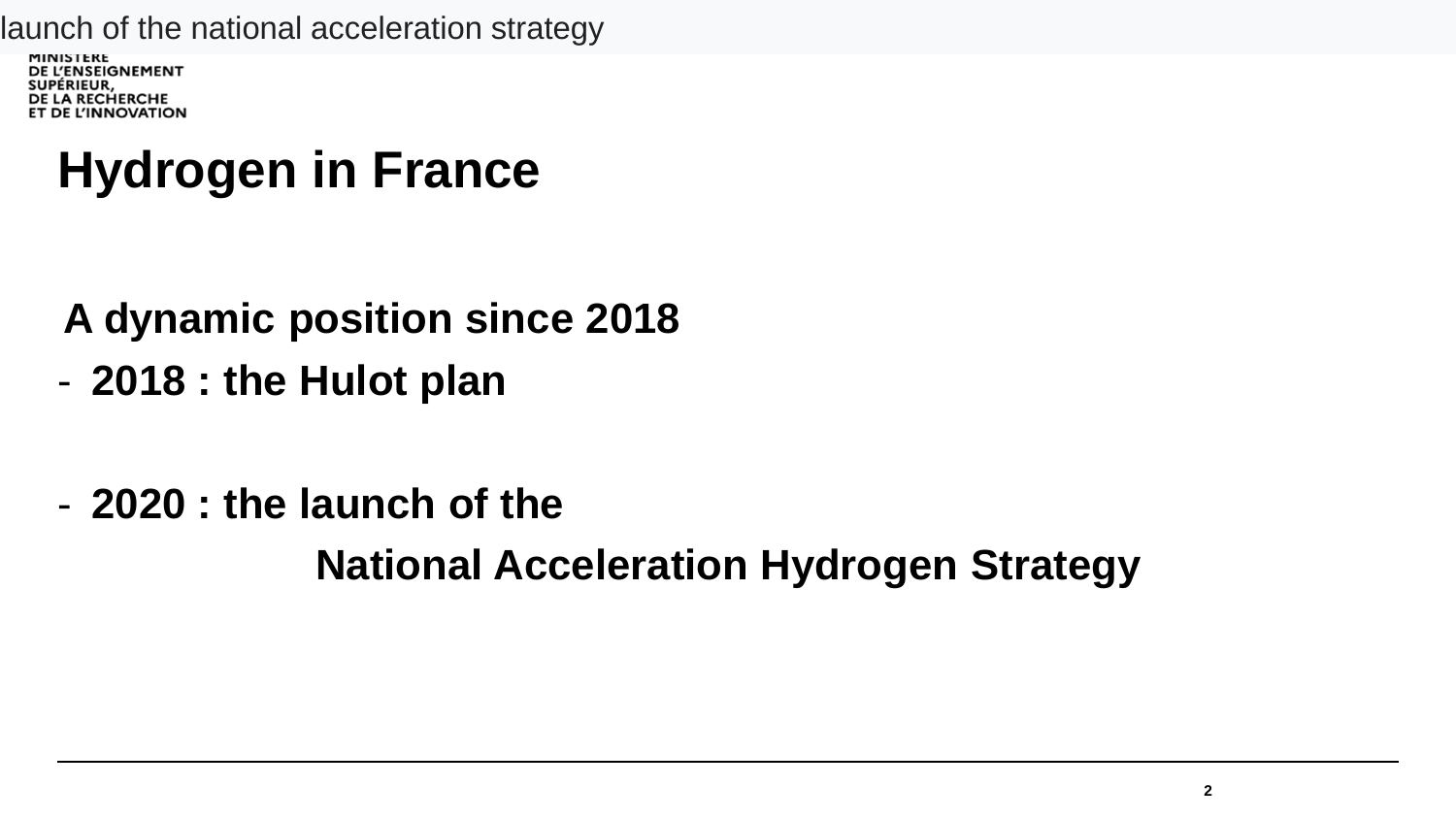MINISTÈRE
DE L'ENSEIGNEMENT
SUPÉRIEUR,
DE LA RECHERCHE
ET DE L'INNOVATION

# Hydrogen in France

**A dynamic position since 2018**

- **2018 : the Hulot plan**

- **2020 : the launch of the National Acceleration Hydrogen Strategy**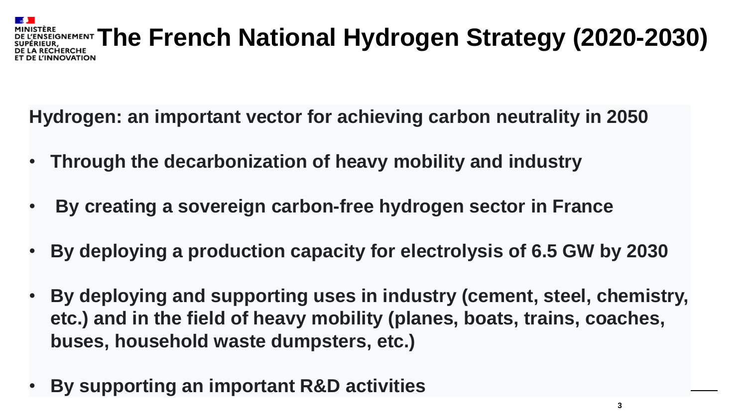# The French National Hydrogen Strategy (2020-2030)

**Hydrogen: an important vector for achieving carbon neutrality in 2050**

- **Through the decarbonization of heavy mobility and industry**
- **By creating a sovereign carbon-free hydrogen sector in France**
- **By deploying a production capacity for electrolysis of 6.5 GW by 2030**
- **By deploying and supporting uses in industry (cement, steel, chemistry, etc.) and in the field of heavy mobility (planes, boats, trains, coaches, buses, household waste dumpsters, etc.)**
- **By supporting an important R&D activities**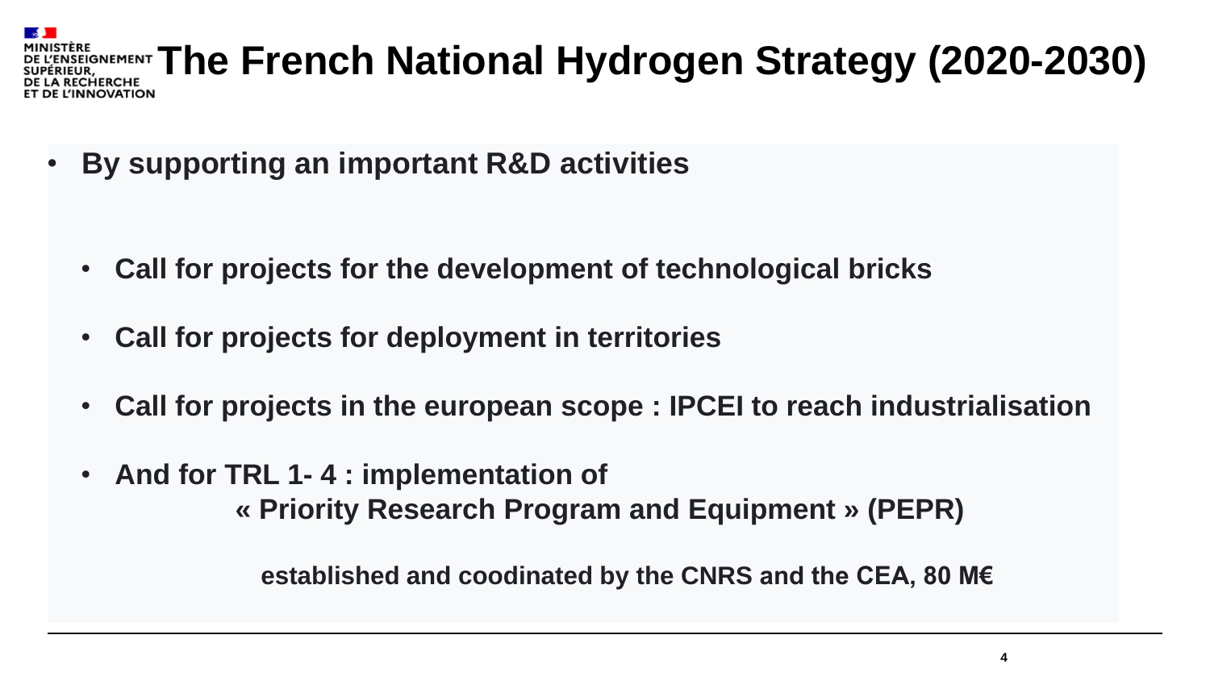# The French National Hydrogen Strategy (2020-2030)

- **By supporting an important R&D activities**

  - **Call for projects for the development of technological bricks**
  - **Call for projects for deployment in territories**
  - **Call for projects in the european scope : IPCEI to reach industrialisation**
  - **And for TRL 1- 4 : implementation of**
    **« Priority Research Program and Equipment » (PEPR)**

    **established and coodinated by the CNRS and the CEA, 80 M€**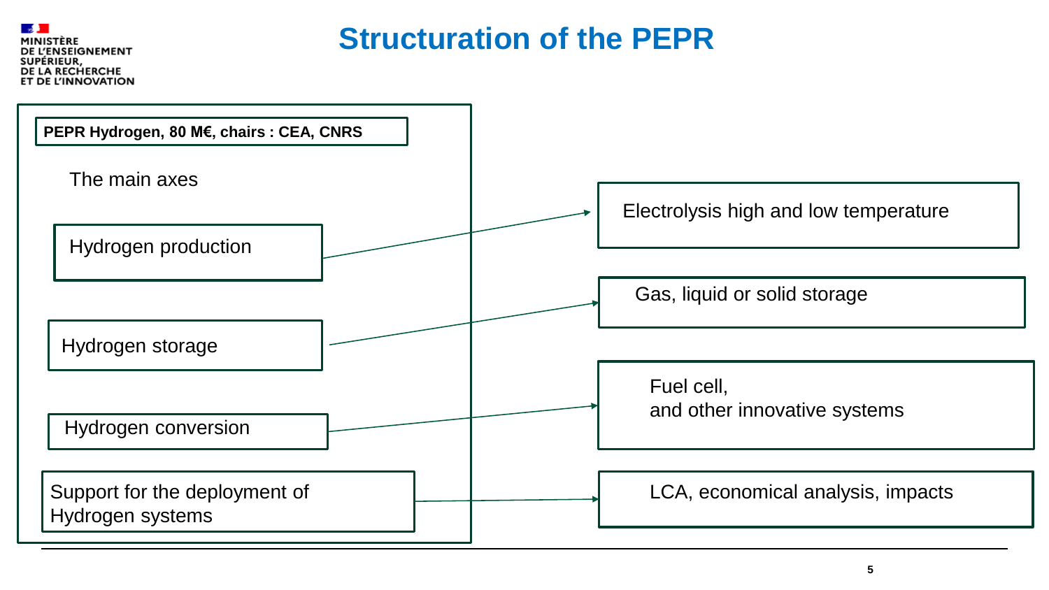# Structuration of the PEPR

**PEPR Hydrogen, 80 M€, chairs : CEA, CNRS**

The main axes

| Axis | Topics |
| --- | --- |
| Hydrogen production | Electrolysis high and low temperature |
| Hydrogen storage | Gas, liquid or solid storage |
| Hydrogen conversion | Fuel cell, and other innovative systems |
| Support for the deployment of Hydrogen systems | LCA, economical analysis, impacts |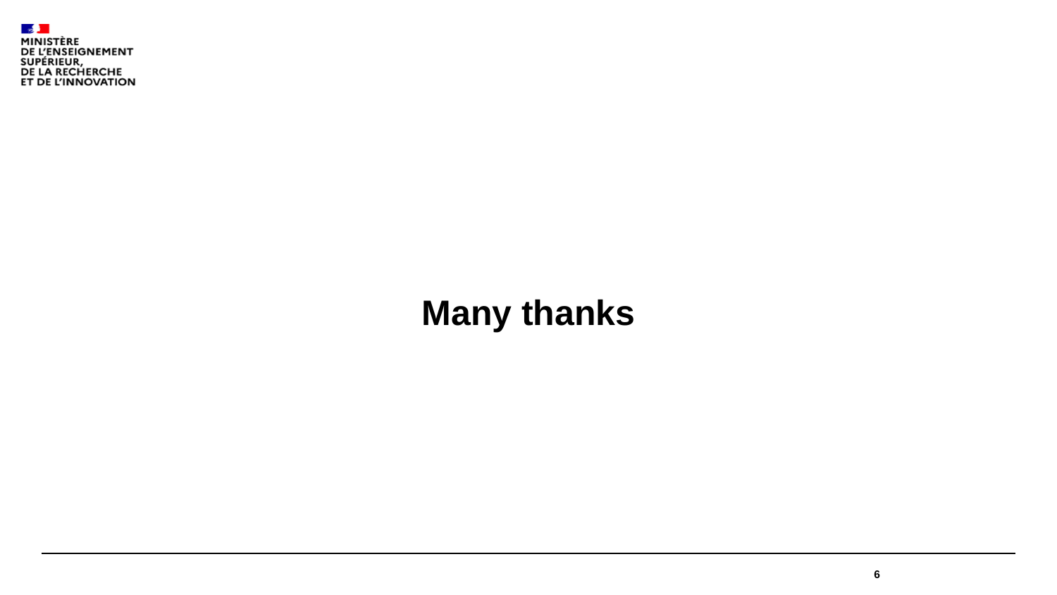MINISTÈRE
DE L'ENSEIGNEMENT
SUPÉRIEUR,
DE LA RECHERCHE
ET DE L'INNOVATION

# Many thanks